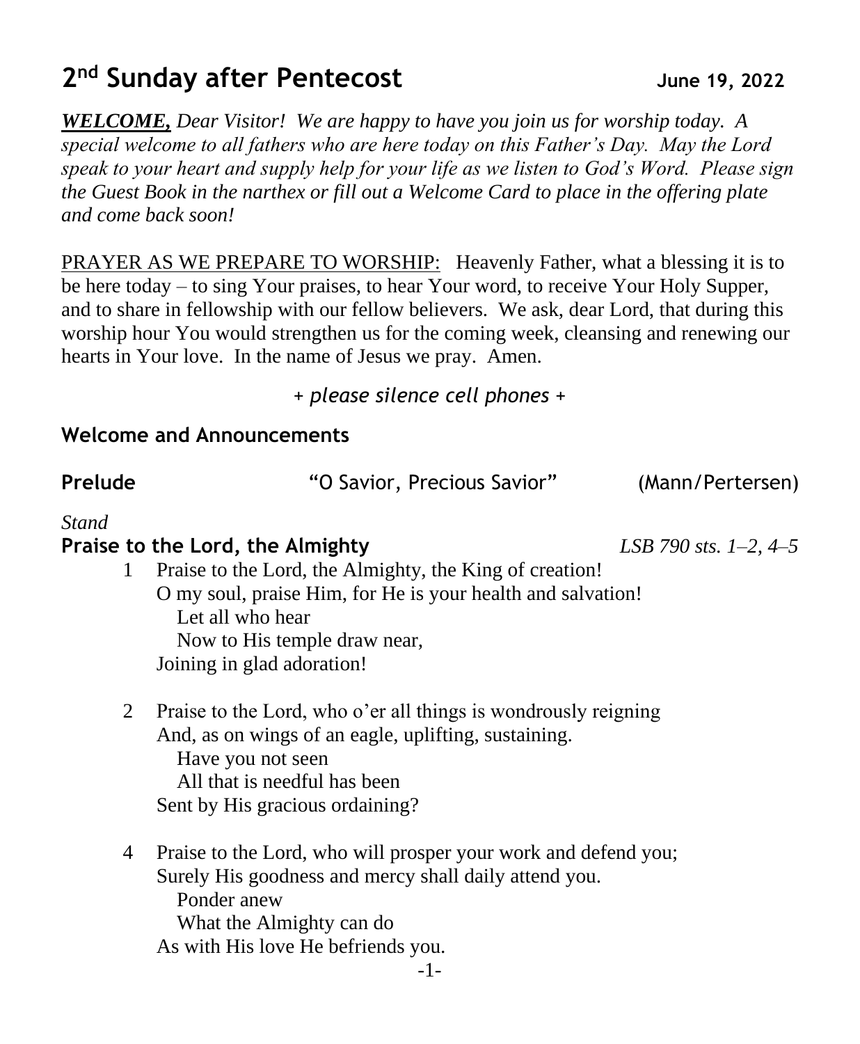# 2nd Sunday after Pentecost June 19, 2022

***WELCOME,*** *Dear Visitor! We are happy to have you join us for worship today. A special welcome to all fathers who are here today on this Father's Day. May the Lord speak to your heart and supply help for your life as we listen to God's Word. Please sign the Guest Book in the narthex or fill out a Welcome Card to place in the offering plate and come back soon!*

PRAYER AS WE PREPARE TO WORSHIP: Heavenly Father, what a blessing it is to be here today – to sing Your praises, to hear Your word, to receive Your Holy Supper, and to share in fellowship with our fellow believers. We ask, dear Lord, that during this worship hour You would strengthen us for the coming week, cleansing and renewing our hearts in Your love. In the name of Jesus we pray. Amen.

*+ please silence cell phones +*

**Welcome and Announcements**

**Prelude** "O Savior, Precious Savior" (Mann/Pertersen)

*Stand*

**Praise to the Lord, the Almighty** *LSB 790 sts. 1–2, 4–5*

1 Praise to the Lord, the Almighty, the King of creation!
O my soul, praise Him, for He is your health and salvation!
Let all who hear
Now to His temple draw near,
Joining in glad adoration!

2 Praise to the Lord, who o'er all things is wondrously reigning
And, as on wings of an eagle, uplifting, sustaining.
Have you not seen
All that is needful has been
Sent by His gracious ordaining?

4 Praise to the Lord, who will prosper your work and defend you;
Surely His goodness and mercy shall daily attend you.
Ponder anew
What the Almighty can do
As with His love He befriends you.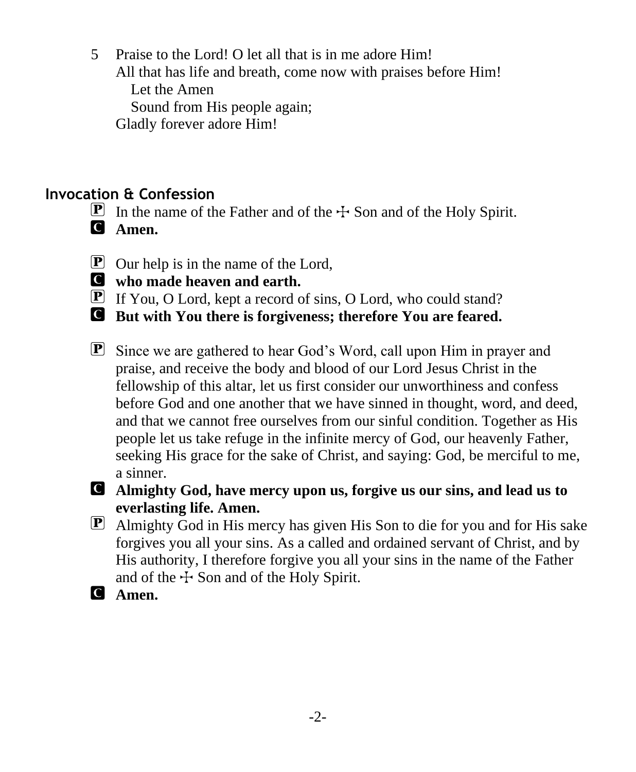5 Praise to the Lord! O let all that is in me adore Him!
All that has life and breath, come now with praises before Him!
  Let the Amen
  Sound from His people again;
Gladly forever adore Him!

## Invocation & Confession

P In the name of the Father and of the ☩ Son and of the Holy Spirit.

C **Amen.**

P Our help is in the name of the Lord,

C **who made heaven and earth.**

P If You, O Lord, kept a record of sins, O Lord, who could stand?

C **But with You there is forgiveness; therefore You are feared.**

P Since we are gathered to hear God's Word, call upon Him in prayer and praise, and receive the body and blood of our Lord Jesus Christ in the fellowship of this altar, let us first consider our unworthiness and confess before God and one another that we have sinned in thought, word, and deed, and that we cannot free ourselves from our sinful condition. Together as His people let us take refuge in the infinite mercy of God, our heavenly Father, seeking His grace for the sake of Christ, and saying: God, be merciful to me, a sinner.

C **Almighty God, have mercy upon us, forgive us our sins, and lead us to everlasting life. Amen.**

P Almighty God in His mercy has given His Son to die for you and for His sake forgives you all your sins. As a called and ordained servant of Christ, and by His authority, I therefore forgive you all your sins in the name of the Father and of the ☩ Son and of the Holy Spirit.

C **Amen.**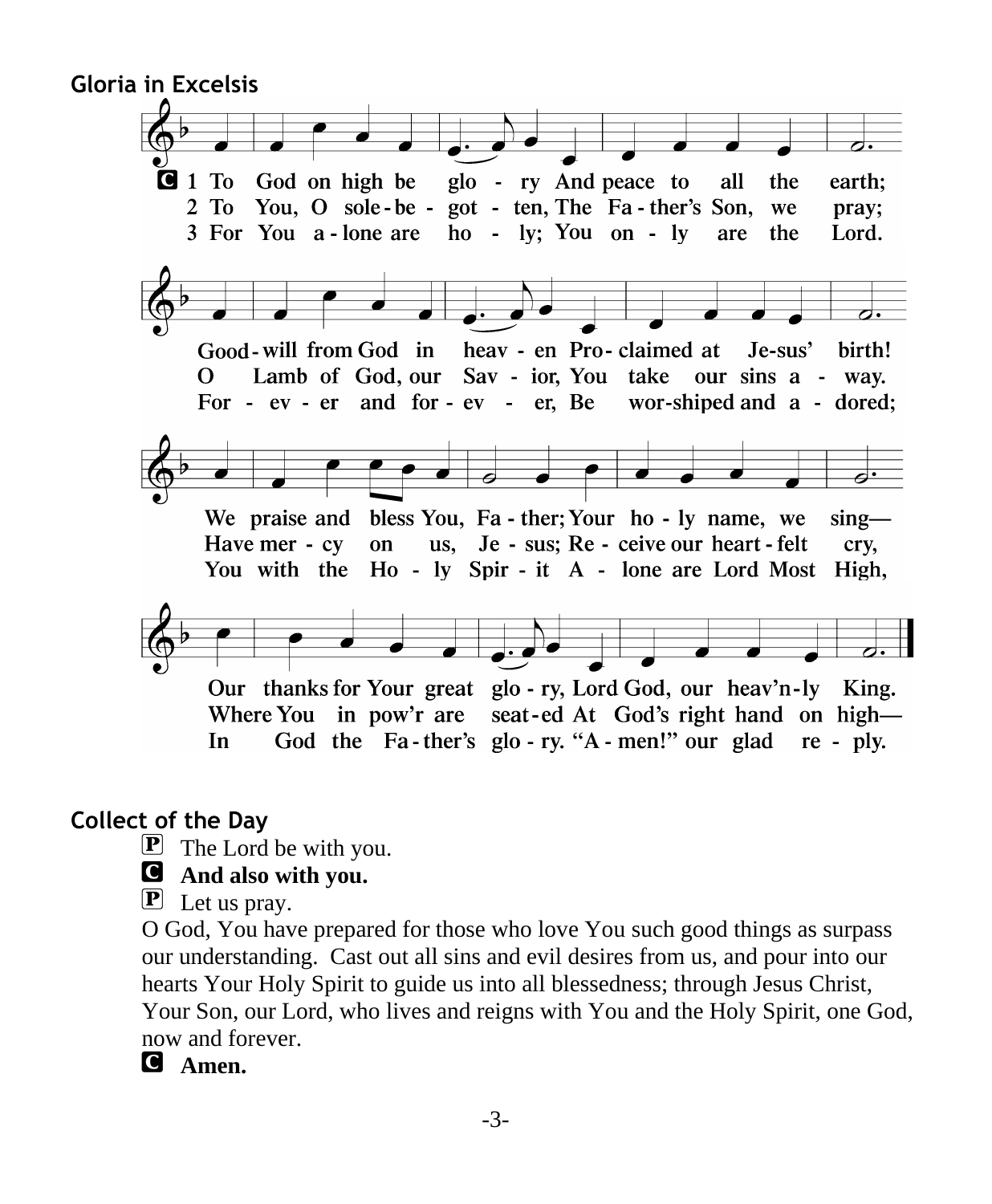## Gloria in Excelsis

**C** 1 To God on high be glo - ry And peace to all the earth;
Good - will from God in heav - en Pro - claimed at Je-sus' birth!
We praise and bless You, Fa - ther; Your ho - ly name, we sing—
Our thanks for Your great glo - ry, Lord God, our heav'n-ly King.

2 To You, O sole - be - got - ten, The Fa - ther's Son, we pray;
O Lamb of God, our Sav - ior, You take our sins a - way.
Have mer - cy on us, Je - sus; Re - ceive our heart - felt cry,
Where You in pow'r are seat - ed At God's right hand on high—

3 For You a - lone are ho - ly; You on - ly are the Lord.
For - ev - er and for - ev - er, Be wor-shiped and a - dored;
You with the Ho - ly Spir - it A - lone are Lord Most High,
In God the Fa - ther's glo - ry. "A - men!" our glad re - ply.

## Collect of the Day

**P** The Lord be with you.

**C** **And also with you.**

**P** Let us pray.

O God, You have prepared for those who love You such good things as surpass our understanding. Cast out all sins and evil desires from us, and pour into our hearts Your Holy Spirit to guide us into all blessedness; through Jesus Christ, Your Son, our Lord, who lives and reigns with You and the Holy Spirit, one God, now and forever.

**C** **Amen.**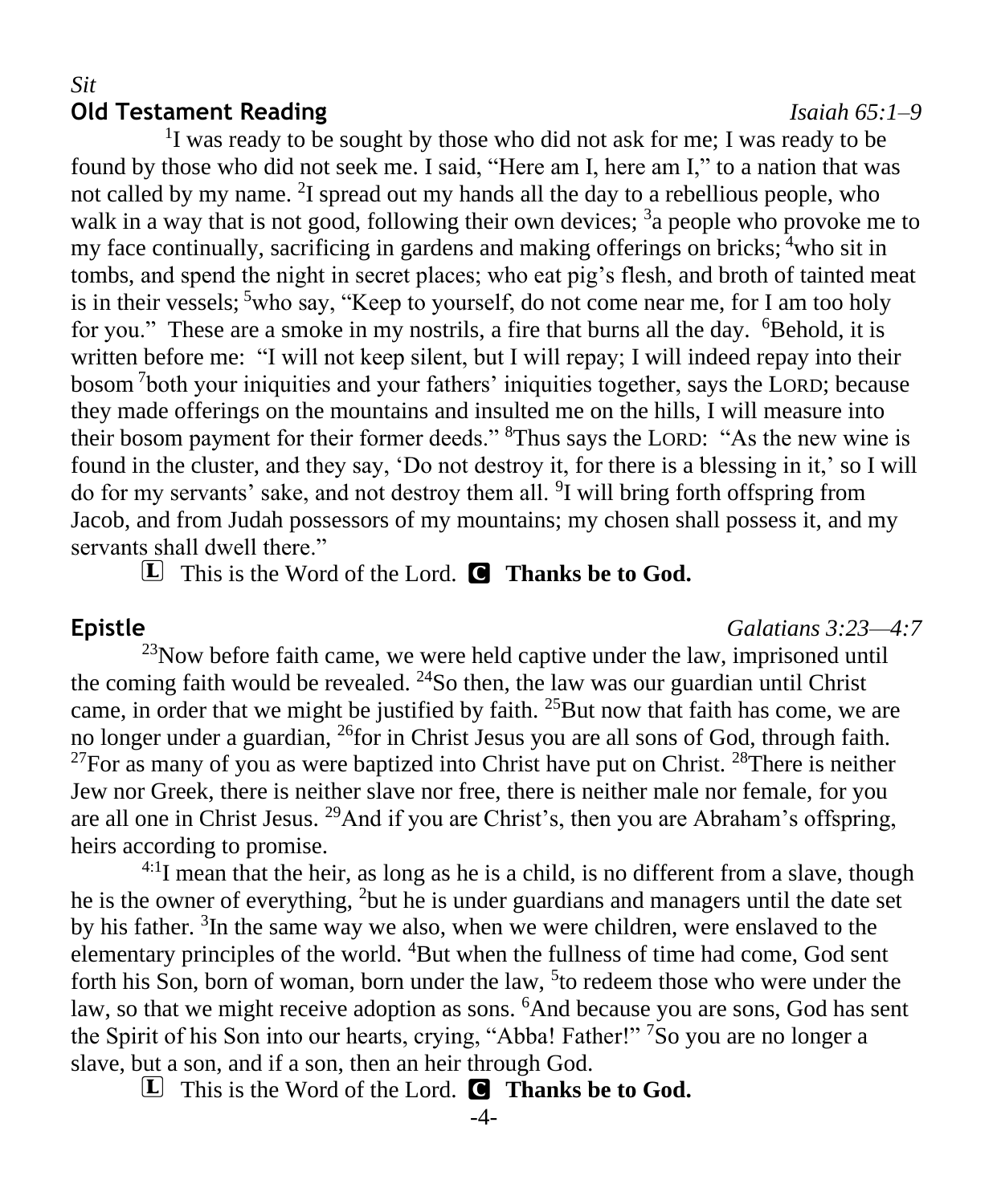*Sit*

**Old Testament Reading** *Isaiah 65:1–9*

[1]I was ready to be sought by those who did not ask for me; I was ready to be found by those who did not seek me. I said, "Here am I, here am I," to a nation that was not called by my name. [2]I spread out my hands all the day to a rebellious people, who walk in a way that is not good, following their own devices; [3]a people who provoke me to my face continually, sacrificing in gardens and making offerings on bricks; [4]who sit in tombs, and spend the night in secret places; who eat pig's flesh, and broth of tainted meat is in their vessels; [5]who say, "Keep to yourself, do not come near me, for I am too holy for you." These are a smoke in my nostrils, a fire that burns all the day. [6]Behold, it is written before me: "I will not keep silent, but I will repay; I will indeed repay into their bosom [7]both your iniquities and your fathers' iniquities together, says the LORD; because they made offerings on the mountains and insulted me on the hills, I will measure into their bosom payment for their former deeds." [8]Thus says the LORD: "As the new wine is found in the cluster, and they say, 'Do not destroy it, for there is a blessing in it,' so I will do for my servants' sake, and not destroy them all. [9]I will bring forth offspring from Jacob, and from Judah possessors of my mountains; my chosen shall possess it, and my servants shall dwell there."

L This is the Word of the Lord. C **Thanks be to God.**

**Epistle** *Galatians 3:23—4:7*

[23]Now before faith came, we were held captive under the law, imprisoned until the coming faith would be revealed. [24]So then, the law was our guardian until Christ came, in order that we might be justified by faith. [25]But now that faith has come, we are no longer under a guardian, [26]for in Christ Jesus you are all sons of God, through faith. [27]For as many of you as were baptized into Christ have put on Christ. [28]There is neither Jew nor Greek, there is neither slave nor free, there is neither male nor female, for you are all one in Christ Jesus. [29]And if you are Christ's, then you are Abraham's offspring, heirs according to promise.

[4:1]I mean that the heir, as long as he is a child, is no different from a slave, though he is the owner of everything, [2]but he is under guardians and managers until the date set by his father. [3]In the same way we also, when we were children, were enslaved to the elementary principles of the world. [4]But when the fullness of time had come, God sent forth his Son, born of woman, born under the law, [5]to redeem those who were under the law, so that we might receive adoption as sons. [6]And because you are sons, God has sent the Spirit of his Son into our hearts, crying, "Abba! Father!" [7]So you are no longer a slave, but a son, and if a son, then an heir through God.

L This is the Word of the Lord. C **Thanks be to God.**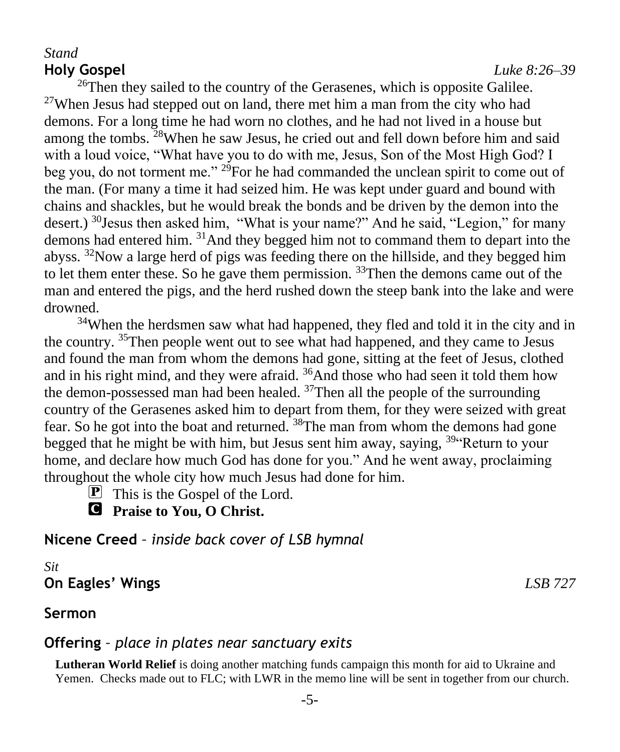*Stand*

**Holy Gospel** *Luke 8:26–39*

[26]Then they sailed to the country of the Gerasenes, which is opposite Galilee. [27]When Jesus had stepped out on land, there met him a man from the city who had demons. For a long time he had worn no clothes, and he had not lived in a house but among the tombs. [28]When he saw Jesus, he cried out and fell down before him and said with a loud voice, "What have you to do with me, Jesus, Son of the Most High God? I beg you, do not torment me." [29]For he had commanded the unclean spirit to come out of the man. (For many a time it had seized him. He was kept under guard and bound with chains and shackles, but he would break the bonds and be driven by the demon into the desert.) [30]Jesus then asked him, "What is your name?" And he said, "Legion," for many demons had entered him. [31]And they begged him not to command them to depart into the abyss. [32]Now a large herd of pigs was feeding there on the hillside, and they begged him to let them enter these. So he gave them permission. [33]Then the demons came out of the man and entered the pigs, and the herd rushed down the steep bank into the lake and were drowned.

[34]When the herdsmen saw what had happened, they fled and told it in the city and in the country. [35]Then people went out to see what had happened, and they came to Jesus and found the man from whom the demons had gone, sitting at the feet of Jesus, clothed and in his right mind, and they were afraid. [36]And those who had seen it told them how the demon-possessed man had been healed. [37]Then all the people of the surrounding country of the Gerasenes asked him to depart from them, for they were seized with great fear. So he got into the boat and returned. [38]The man from whom the demons had gone begged that he might be with him, but Jesus sent him away, saying, [39]"Return to your home, and declare how much God has done for you." And he went away, proclaiming throughout the whole city how much Jesus had done for him.

P This is the Gospel of the Lord.

C **Praise to You, O Christ.**

**Nicene Creed** – *inside back cover of LSB hymnal*

*Sit*

**On Eagles' Wings** *LSB 727*

**Sermon**

**Offering** – *place in plates near sanctuary exits*

**Lutheran World Relief** is doing another matching funds campaign this month for aid to Ukraine and Yemen. Checks made out to FLC; with LWR in the memo line will be sent in together from our church.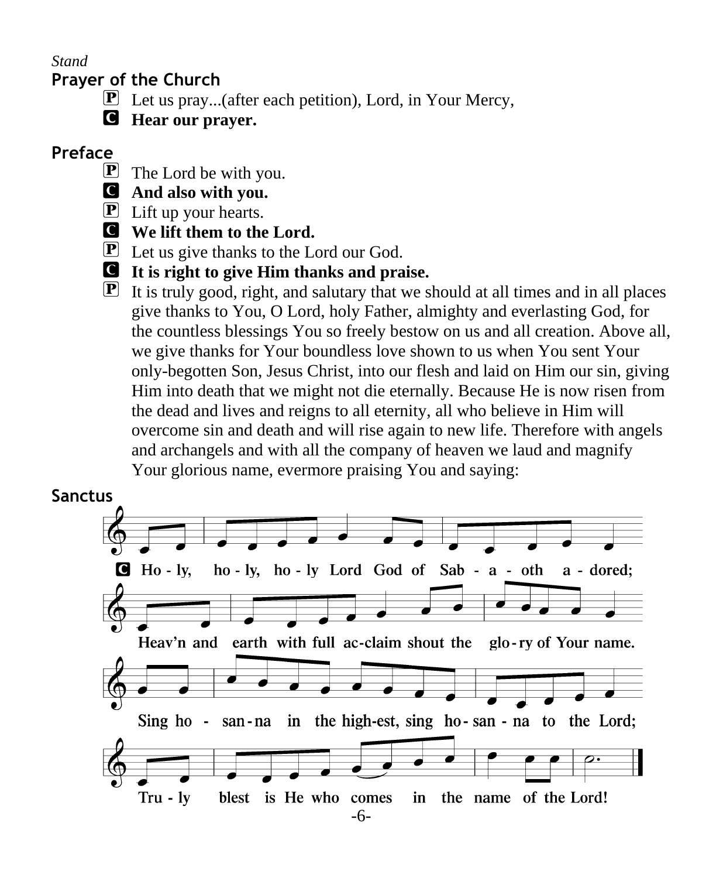*Stand*

## Prayer of the Church

**P** Let us pray...(after each petition), Lord, in Your Mercy,

**C** **Hear our prayer.**

## Preface

**P** The Lord be with you.

**C** **And also with you.**

**P** Lift up your hearts.

**C** **We lift them to the Lord.**

**P** Let us give thanks to the Lord our God.

**C** **It is right to give Him thanks and praise.**

**P** It is truly good, right, and salutary that we should at all times and in all places give thanks to You, O Lord, holy Father, almighty and everlasting God, for the countless blessings You so freely bestow on us and all creation. Above all, we give thanks for Your boundless love shown to us when You sent Your only-begotten Son, Jesus Christ, into our flesh and laid on Him our sin, giving Him into death that we might not die eternally. Because He is now risen from the dead and lives and reigns to all eternity, all who believe in Him will overcome sin and death and will rise again to new life. Therefore with angels and archangels and with all the company of heaven we laud and magnify Your glorious name, evermore praising You and saying:

## Sanctus

**C** **Ho - ly, ho - ly, ho - ly Lord God of Sab - a - oth a - dored;**

**Heav'n and earth with full ac-claim shout the glo - ry of Your name.**

**Sing ho - san - na in the high-est, sing ho - san - na to the Lord;**

**Tru - ly blest is He who comes in the name of the Lord!**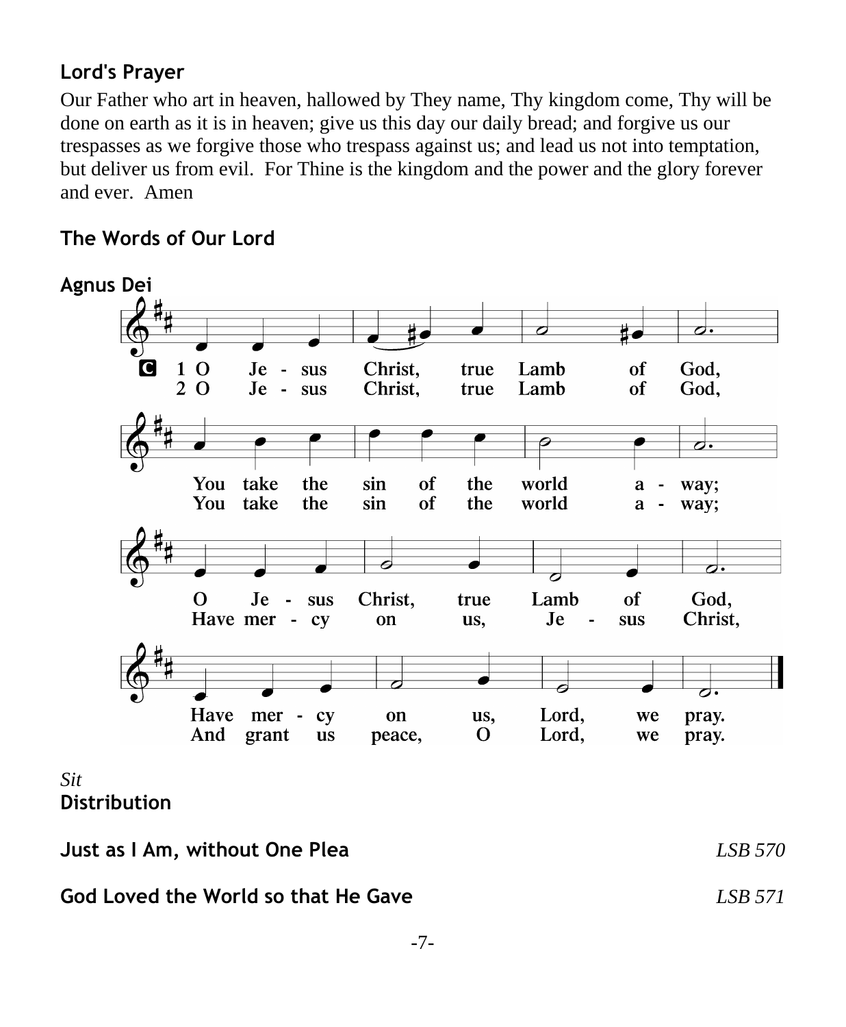## Lord's Prayer

Our Father who art in heaven, hallowed by They name, Thy kingdom come, Thy will be done on earth as it is in heaven; give us this day our daily bread; and forgive us our trespasses as we forgive those who trespass against us; and lead us not into temptation, but deliver us from evil. For Thine is the kingdom and the power and the glory forever and ever. Amen

## The Words of Our Lord

## Agnus Dei

C 1 O Jesus Christ, true Lamb of God,
You take the sin of the world away;
O Jesus Christ, true Lamb of God,
Have mercy on us, Lord, we pray.

2 O Jesus Christ, true Lamb of God,
You take the sin of the world away;
Have mercy on us, Jesus Christ,
And grant us peace, O Lord, we pray.

*Sit*

## Distribution

**Just as I Am, without One Plea** *LSB 570*

**God Loved the World so that He Gave** *LSB 571*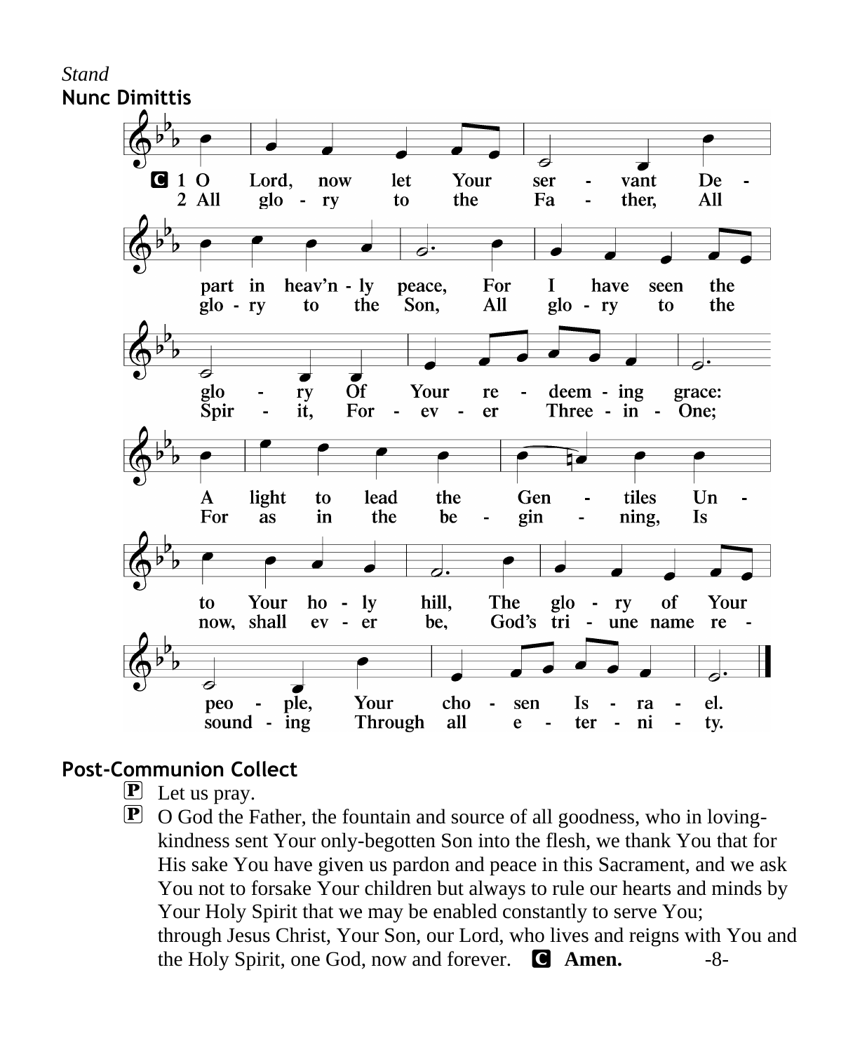*Stand*

**Nunc Dimittis**

C 1 O Lord, now let Your ser - vant De - part in heav'n - ly peace, For I have seen the glo - ry Of Your re - deem - ing grace: A light to lead the Gen - tiles Un - to Your ho - ly hill, The glo - ry of Your peo - ple, Your cho - sen Is - ra - el.

2 All glo - ry to the Fa - ther, All glo - ry to the Son, All glo - ry to the Spir - it, For - ev - er Three - in - One; For as in the be - gin - ning, Is now, shall ev - er be, God's tri - une name re - sound - ing Through all e - ter - ni - ty.

**Post-Communion Collect**

P Let us pray.

P O God the Father, the fountain and source of all goodness, who in loving-kindness sent Your only-begotten Son into the flesh, we thank You that for His sake You have given us pardon and peace in this Sacrament, and we ask You not to forsake Your children but always to rule our hearts and minds by Your Holy Spirit that we may be enabled constantly to serve You; through Jesus Christ, Your Son, our Lord, who lives and reigns with You and the Holy Spirit, one God, now and forever. C **Amen.**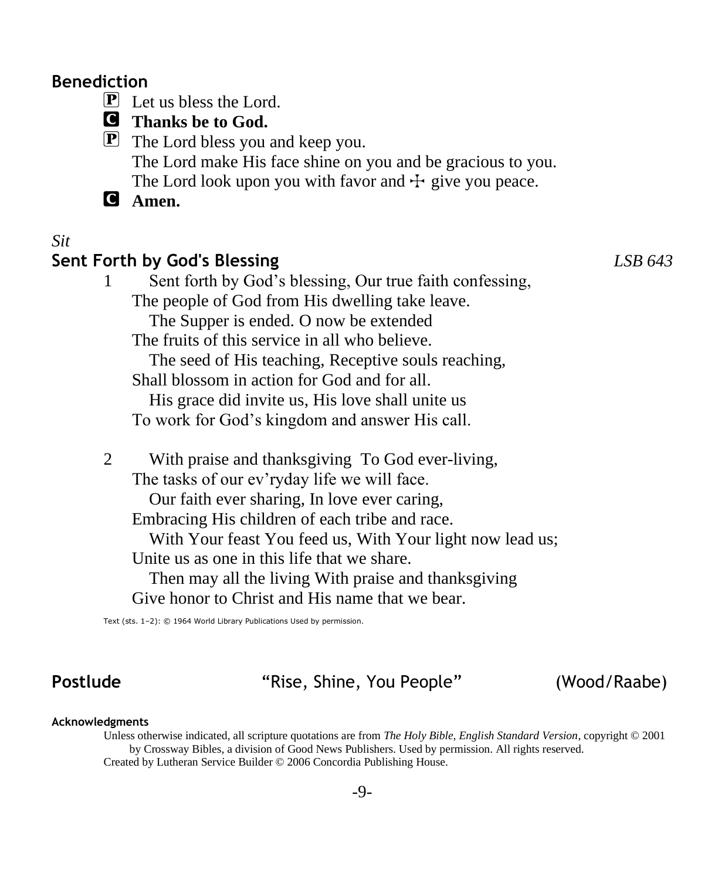## Benediction

**P** Let us bless the Lord.

**C** **Thanks be to God.**

**P** The Lord bless you and keep you.
The Lord make His face shine on you and be gracious to you.
The Lord look upon you with favor and ☩ give you peace.

**C** **Amen.**

*Sit*

## Sent Forth by God's Blessing *LSB 643*

1 Sent forth by God's blessing, Our true faith confessing,
The people of God from His dwelling take leave.
The Supper is ended. O now be extended
The fruits of this service in all who believe.
The seed of His teaching, Receptive souls reaching,
Shall blossom in action for God and for all.
His grace did invite us, His love shall unite us
To work for God's kingdom and answer His call.

2 With praise and thanksgiving To God ever-living,
The tasks of our ev'ryday life we will face.
Our faith ever sharing, In love ever caring,
Embracing His children of each tribe and race.
With Your feast You feed us, With Your light now lead us;
Unite us as one in this life that we share.
Then may all the living With praise and thanksgiving
Give honor to Christ and His name that we bear.

Text (sts. 1–2): © 1964 World Library Publications Used by permission.

## Postlude "Rise, Shine, You People" (Wood/Raabe)

**Acknowledgments**

Unless otherwise indicated, all scripture quotations are from *The Holy Bible, English Standard Version*, copyright © 2001 by Crossway Bibles, a division of Good News Publishers. Used by permission. All rights reserved.
Created by Lutheran Service Builder © 2006 Concordia Publishing House.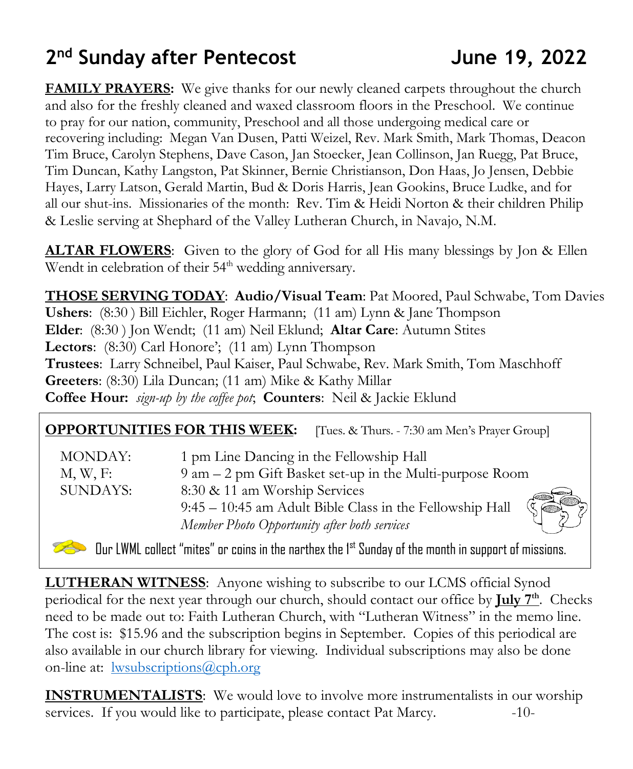# 2[nd] Sunday after Pentecost June 19, 2022

**FAMILY PRAYERS:** We give thanks for our newly cleaned carpets throughout the church and also for the freshly cleaned and waxed classroom floors in the Preschool. We continue to pray for our nation, community, Preschool and all those undergoing medical care or recovering including: Megan Van Dusen, Patti Weizel, Rev. Mark Smith, Mark Thomas, Deacon Tim Bruce, Carolyn Stephens, Dave Cason, Jan Stoecker, Jean Collinson, Jan Ruegg, Pat Bruce, Tim Duncan, Kathy Langston, Pat Skinner, Bernie Christianson, Don Haas, Jo Jensen, Debbie Hayes, Larry Latson, Gerald Martin, Bud & Doris Harris, Jean Gookins, Bruce Ludke, and for all our shut-ins. Missionaries of the month: Rev. Tim & Heidi Norton & their children Philip & Leslie serving at Shephard of the Valley Lutheran Church, in Navajo, N.M.

**ALTAR FLOWERS**: Given to the glory of God for all His many blessings by Jon & Ellen Wendt in celebration of their 54[th] wedding anniversary.

**THOSE SERVING TODAY**: **Audio/Visual Team**: Pat Moored, Paul Schwabe, Tom Davies
**Ushers**: (8:30 ) Bill Eichler, Roger Harmann; (11 am) Lynn & Jane Thompson
**Elder**: (8:30 ) Jon Wendt; (11 am) Neil Eklund; **Altar Care**: Autumn Stites
**Lectors**: (8:30) Carl Honore'; (11 am) Lynn Thompson
**Trustees**: Larry Schneibel, Paul Kaiser, Paul Schwabe, Rev. Mark Smith, Tom Maschhoff
**Greeters**: (8:30) Lila Duncan; (11 am) Mike & Kathy Millar
**Coffee Hour:** *sign-up by the coffee pot*; **Counters**: Neil & Jackie Eklund

**OPPORTUNITIES FOR THIS WEEK:** [Tues. & Thurs. - 7:30 am Men's Prayer Group]

| | |
|---|---|
| MONDAY: | 1 pm Line Dancing in the Fellowship Hall |
| M, W, F: | 9 am – 2 pm Gift Basket set-up in the Multi-purpose Room |
| SUNDAYS: | 8:30 & 11 am Worship Services |
| | 9:45 – 10:45 am Adult Bible Class in the Fellowship Hall |
| | *Member Photo Opportunity after both services* |

Our LWML collect "mites" or coins in the narthex the 1[st] Sunday of the month in support of missions.

**LUTHERAN WITNESS**: Anyone wishing to subscribe to our LCMS official Synod periodical for the next year through our church, should contact our office by **July 7[th]**. Checks need to be made out to: Faith Lutheran Church, with "Lutheran Witness" in the memo line. The cost is: $15.96 and the subscription begins in September. Copies of this periodical are also available in our church library for viewing. Individual subscriptions may also be done on-line at: lwsubscriptions@cph.org

**INSTRUMENTALISTS**: We would love to involve more instrumentalists in our worship services. If you would like to participate, please contact Pat Marcy.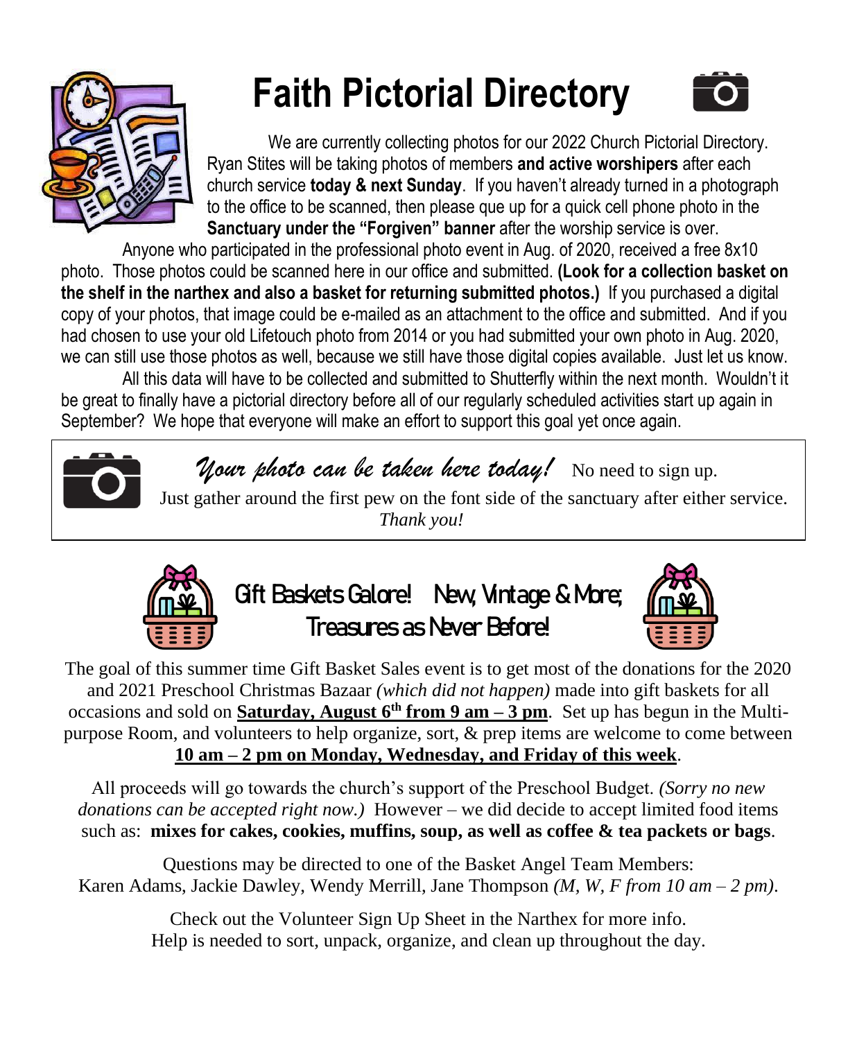# Faith Pictorial Directory

We are currently collecting photos for our 2022 Church Pictorial Directory. Ryan Stites will be taking photos of members **and active worshipers** after each church service **today & next Sunday**. If you haven't already turned in a photograph to the office to be scanned, then please que up for a quick cell phone photo in the **Sanctuary under the "Forgiven" banner** after the worship service is over.

Anyone who participated in the professional photo event in Aug. of 2020, received a free 8x10 photo. Those photos could be scanned here in our office and submitted. **(Look for a collection basket on the shelf in the narthex and also a basket for returning submitted photos.)** If you purchased a digital copy of your photos, that image could be e-mailed as an attachment to the office and submitted. And if you had chosen to use your old Lifetouch photo from 2014 or you had submitted your own photo in Aug. 2020, we can still use those photos as well, because we still have those digital copies available. Just let us know.

All this data will have to be collected and submitted to Shutterfly within the next month. Wouldn't it be great to finally have a pictorial directory before all of our regularly scheduled activities start up again in September? We hope that everyone will make an effort to support this goal yet once again.

***Your photo can be taken here today!*** No need to sign up.
Just gather around the first pew on the font side of the sanctuary after either service.
*Thank you!*

## Gift Baskets Galore! New, Vintage & More; Treasures as Never Before!

The goal of this summer time Gift Basket Sales event is to get most of the donations for the 2020 and 2021 Preschool Christmas Bazaar *(which did not happen)* made into gift baskets for all occasions and sold on **Saturday, August 6th from 9 am – 3 pm**. Set up has begun in the Multi-purpose Room, and volunteers to help organize, sort, & prep items are welcome to come between **10 am – 2 pm on Monday, Wednesday, and Friday of this week**.

All proceeds will go towards the church's support of the Preschool Budget. *(Sorry no new donations can be accepted right now.)* However – we did decide to accept limited food items such as: **mixes for cakes, cookies, muffins, soup, as well as coffee & tea packets or bags**.

Questions may be directed to one of the Basket Angel Team Members:
Karen Adams, Jackie Dawley, Wendy Merrill, Jane Thompson *(M, W, F from 10 am – 2 pm)*.

Check out the Volunteer Sign Up Sheet in the Narthex for more info.
Help is needed to sort, unpack, organize, and clean up throughout the day.